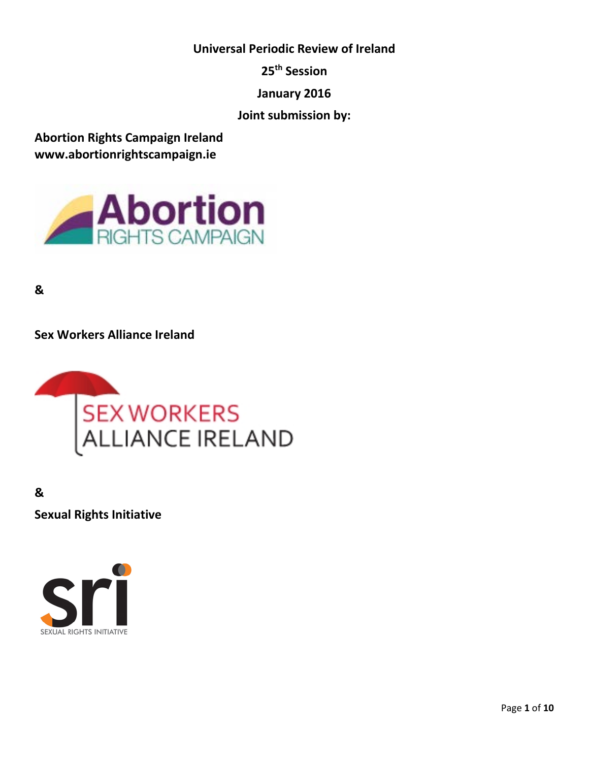**Universal Periodic Review of Ireland**

**25th Session**

**January 2016**

**Joint submission by:**

**Abortion Rights Campaign Ireland**
**www.abortionrightscampaign.ie**

**&**

**Sex Workers Alliance Ireland**

**&**

**Sexual Rights Initiative**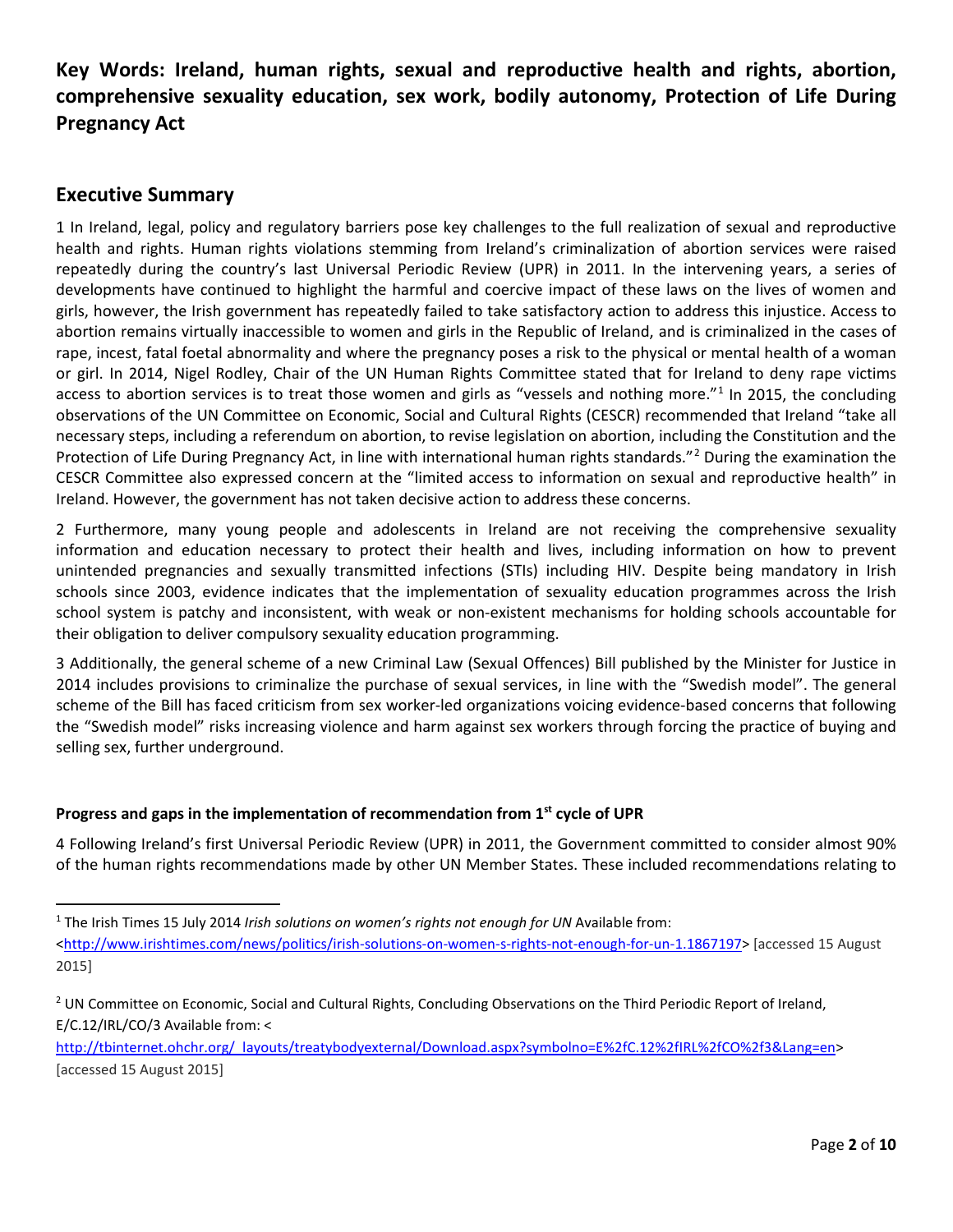**Key Words: Ireland, human rights, sexual and reproductive health and rights, abortion, comprehensive sexuality education, sex work, bodily autonomy, Protection of Life During Pregnancy Act**

## Executive Summary

1 In Ireland, legal, policy and regulatory barriers pose key challenges to the full realization of sexual and reproductive health and rights. Human rights violations stemming from Ireland's criminalization of abortion services were raised repeatedly during the country's last Universal Periodic Review (UPR) in 2011. In the intervening years, a series of developments have continued to highlight the harmful and coercive impact of these laws on the lives of women and girls, however, the Irish government has repeatedly failed to take satisfactory action to address this injustice. Access to abortion remains virtually inaccessible to women and girls in the Republic of Ireland, and is criminalized in the cases of rape, incest, fatal foetal abnormality and where the pregnancy poses a risk to the physical or mental health of a woman or girl. In 2014, Nigel Rodley, Chair of the UN Human Rights Committee stated that for Ireland to deny rape victims access to abortion services is to treat those women and girls as "vessels and nothing more."[1] In 2015, the concluding observations of the UN Committee on Economic, Social and Cultural Rights (CESCR) recommended that Ireland "take all necessary steps, including a referendum on abortion, to revise legislation on abortion, including the Constitution and the Protection of Life During Pregnancy Act, in line with international human rights standards."[2] During the examination the CESCR Committee also expressed concern at the "limited access to information on sexual and reproductive health" in Ireland. However, the government has not taken decisive action to address these concerns.

2 Furthermore, many young people and adolescents in Ireland are not receiving the comprehensive sexuality information and education necessary to protect their health and lives, including information on how to prevent unintended pregnancies and sexually transmitted infections (STIs) including HIV. Despite being mandatory in Irish schools since 2003, evidence indicates that the implementation of sexuality education programmes across the Irish school system is patchy and inconsistent, with weak or non-existent mechanisms for holding schools accountable for their obligation to deliver compulsory sexuality education programming.

3 Additionally, the general scheme of a new Criminal Law (Sexual Offences) Bill published by the Minister for Justice in 2014 includes provisions to criminalize the purchase of sexual services, in line with the "Swedish model". The general scheme of the Bill has faced criticism from sex worker-led organizations voicing evidence-based concerns that following the "Swedish model" risks increasing violence and harm against sex workers through forcing the practice of buying and selling sex, further underground.

**Progress and gaps in the implementation of recommendation from 1st cycle of UPR**

4 Following Ireland's first Universal Periodic Review (UPR) in 2011, the Government committed to consider almost 90% of the human rights recommendations made by other UN Member States. These included recommendations relating to

---

[1] The Irish Times 15 July 2014 *Irish solutions on women's rights not enough for UN* Available from: <http://www.irishtimes.com/news/politics/irish-solutions-on-women-s-rights-not-enough-for-un-1.1867197> [accessed 15 August 2015]

[2] UN Committee on Economic, Social and Cultural Rights, Concluding Observations on the Third Periodic Report of Ireland, E/C.12/IRL/CO/3 Available from: <http://tbinternet.ohchr.org/_layouts/treatybodyexternal/Download.aspx?symbolno=E%2fC.12%2fIRL%2fCO%2f3&Lang=en> [accessed 15 August 2015]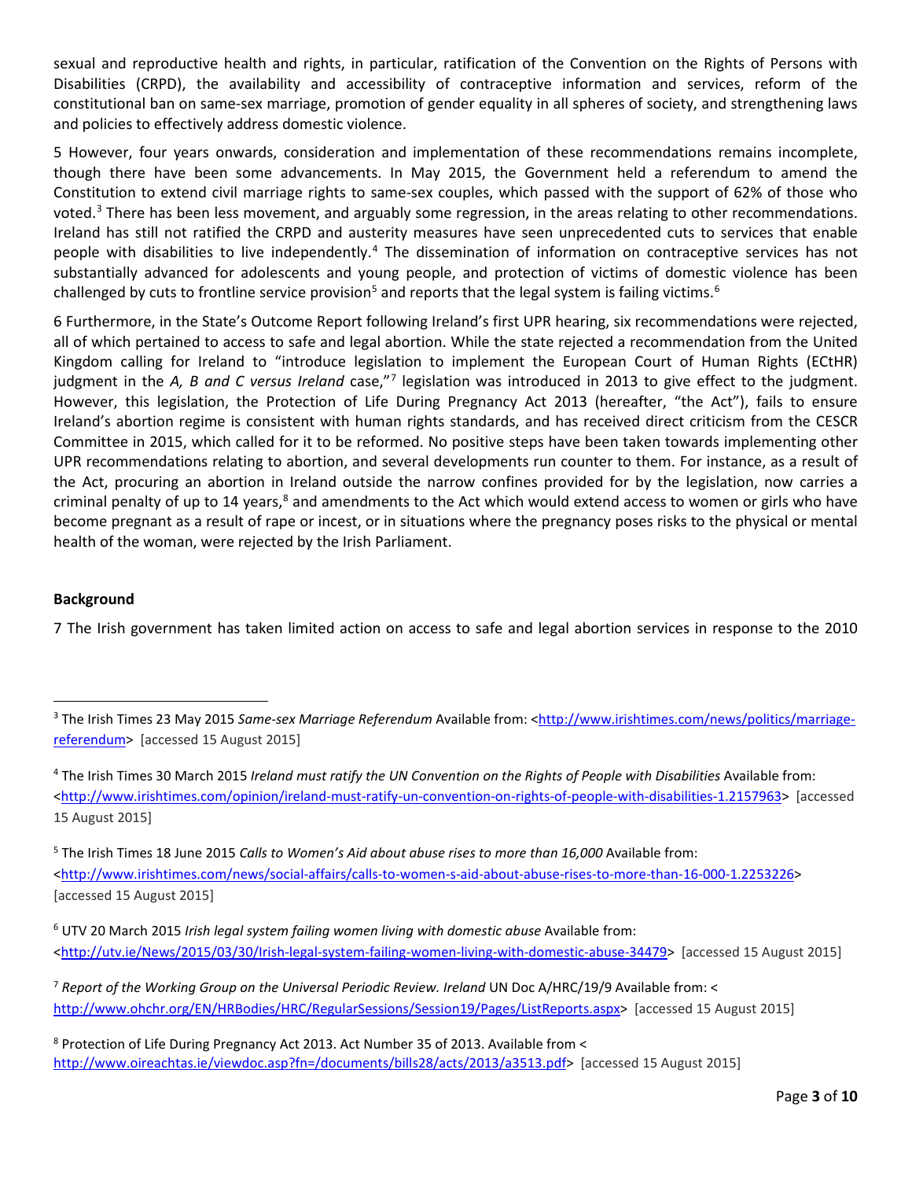sexual and reproductive health and rights, in particular, ratification of the Convention on the Rights of Persons with Disabilities (CRPD), the availability and accessibility of contraceptive information and services, reform of the constitutional ban on same-sex marriage, promotion of gender equality in all spheres of society, and strengthening laws and policies to effectively address domestic violence.

5 However, four years onwards, consideration and implementation of these recommendations remains incomplete, though there have been some advancements. In May 2015, the Government held a referendum to amend the Constitution to extend civil marriage rights to same-sex couples, which passed with the support of 62% of those who voted.[3] There has been less movement, and arguably some regression, in the areas relating to other recommendations. Ireland has still not ratified the CRPD and austerity measures have seen unprecedented cuts to services that enable people with disabilities to live independently.[4] The dissemination of information on contraceptive services has not substantially advanced for adolescents and young people, and protection of victims of domestic violence has been challenged by cuts to frontline service provision[5] and reports that the legal system is failing victims.[6]

6 Furthermore, in the State's Outcome Report following Ireland's first UPR hearing, six recommendations were rejected, all of which pertained to access to safe and legal abortion. While the state rejected a recommendation from the United Kingdom calling for Ireland to "introduce legislation to implement the European Court of Human Rights (ECtHR) judgment in the *A, B and C versus Ireland* case,"[7] legislation was introduced in 2013 to give effect to the judgment. However, this legislation, the Protection of Life During Pregnancy Act 2013 (hereafter, "the Act"), fails to ensure Ireland's abortion regime is consistent with human rights standards, and has received direct criticism from the CESCR Committee in 2015, which called for it to be reformed. No positive steps have been taken towards implementing other UPR recommendations relating to abortion, and several developments run counter to them. For instance, as a result of the Act, procuring an abortion in Ireland outside the narrow confines provided for by the legislation, now carries a criminal penalty of up to 14 years,[8] and amendments to the Act which would extend access to women or girls who have become pregnant as a result of rape or incest, or in situations where the pregnancy poses risks to the physical or mental health of the woman, were rejected by the Irish Parliament.

**Background**

7 The Irish government has taken limited action on access to safe and legal abortion services in response to the 2010

---

[3] The Irish Times 23 May 2015 *Same-sex Marriage Referendum* Available from: <http://www.irishtimes.com/news/politics/marriage-referendum> [accessed 15 August 2015]

[4] The Irish Times 30 March 2015 *Ireland must ratify the UN Convention on the Rights of People with Disabilities* Available from: <http://www.irishtimes.com/opinion/ireland-must-ratify-un-convention-on-rights-of-people-with-disabilities-1.2157963> [accessed 15 August 2015]

[5] The Irish Times 18 June 2015 *Calls to Women's Aid about abuse rises to more than 16,000* Available from: <http://www.irishtimes.com/news/social-affairs/calls-to-women-s-aid-about-abuse-rises-to-more-than-16-000-1.2253226> [accessed 15 August 2015]

[6] UTV 20 March 2015 *Irish legal system failing women living with domestic abuse* Available from: <http://utv.ie/News/2015/03/30/Irish-legal-system-failing-women-living-with-domestic-abuse-34479> [accessed 15 August 2015]

[7] *Report of the Working Group on the Universal Periodic Review. Ireland* UN Doc A/HRC/19/9 Available from: < http://www.ohchr.org/EN/HRBodies/HRC/RegularSessions/Session19/Pages/ListReports.aspx> [accessed 15 August 2015]

[8] Protection of Life During Pregnancy Act 2013. Act Number 35 of 2013. Available from < http://www.oireachtas.ie/viewdoc.asp?fn=/documents/bills28/acts/2013/a3513.pdf> [accessed 15 August 2015]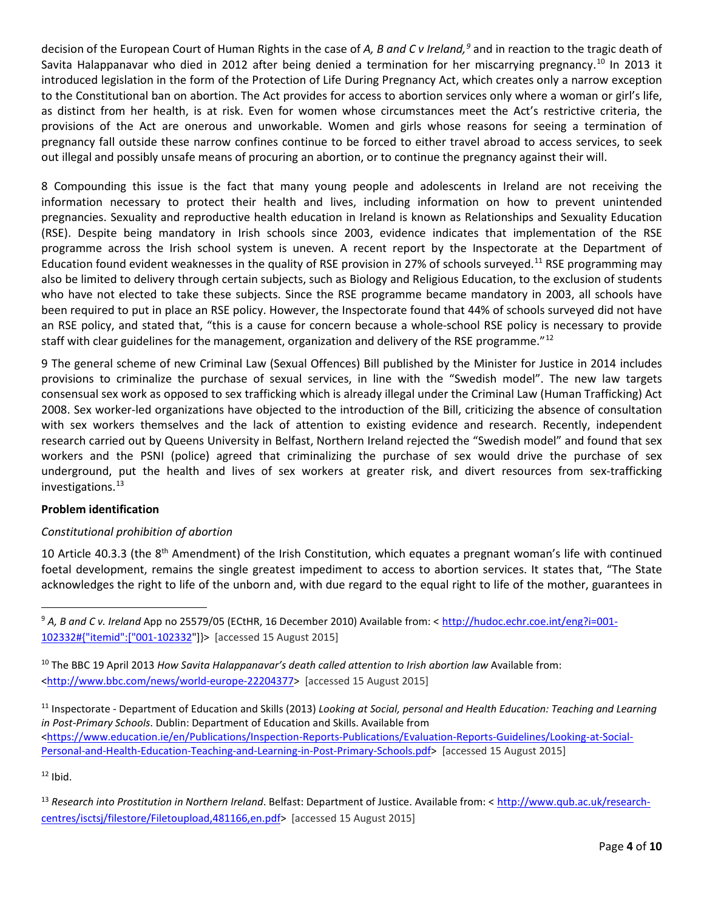decision of the European Court of Human Rights in the case of *A, B and C v Ireland,*[9] and in reaction to the tragic death of Savita Halappanavar who died in 2012 after being denied a termination for her miscarrying pregnancy.[10] In 2013 it introduced legislation in the form of the Protection of Life During Pregnancy Act, which creates only a narrow exception to the Constitutional ban on abortion. The Act provides for access to abortion services only where a woman or girl's life, as distinct from her health, is at risk. Even for women whose circumstances meet the Act's restrictive criteria, the provisions of the Act are onerous and unworkable. Women and girls whose reasons for seeing a termination of pregnancy fall outside these narrow confines continue to be forced to either travel abroad to access services, to seek out illegal and possibly unsafe means of procuring an abortion, or to continue the pregnancy against their will.

8 Compounding this issue is the fact that many young people and adolescents in Ireland are not receiving the information necessary to protect their health and lives, including information on how to prevent unintended pregnancies. Sexuality and reproductive health education in Ireland is known as Relationships and Sexuality Education (RSE). Despite being mandatory in Irish schools since 2003, evidence indicates that implementation of the RSE programme across the Irish school system is uneven. A recent report by the Inspectorate at the Department of Education found evident weaknesses in the quality of RSE provision in 27% of schools surveyed.[11] RSE programming may also be limited to delivery through certain subjects, such as Biology and Religious Education, to the exclusion of students who have not elected to take these subjects. Since the RSE programme became mandatory in 2003, all schools have been required to put in place an RSE policy. However, the Inspectorate found that 44% of schools surveyed did not have an RSE policy, and stated that, "this is a cause for concern because a whole-school RSE policy is necessary to provide staff with clear guidelines for the management, organization and delivery of the RSE programme."[12]

9 The general scheme of new Criminal Law (Sexual Offences) Bill published by the Minister for Justice in 2014 includes provisions to criminalize the purchase of sexual services, in line with the "Swedish model". The new law targets consensual sex work as opposed to sex trafficking which is already illegal under the Criminal Law (Human Trafficking) Act 2008. Sex worker-led organizations have objected to the introduction of the Bill, criticizing the absence of consultation with sex workers themselves and the lack of attention to existing evidence and research. Recently, independent research carried out by Queens University in Belfast, Northern Ireland rejected the "Swedish model" and found that sex workers and the PSNI (police) agreed that criminalizing the purchase of sex would drive the purchase of sex underground, put the health and lives of sex workers at greater risk, and divert resources from sex-trafficking investigations.[13]

**Problem identification**

*Constitutional prohibition of abortion*

10 Article 40.3.3 (the 8th Amendment) of the Irish Constitution, which equates a pregnant woman's life with continued foetal development, remains the single greatest impediment to access to abortion services. It states that, "The State acknowledges the right to life of the unborn and, with due regard to the equal right to life of the mother, guarantees in

---

[9] *A, B and C v. Ireland* App no 25579/05 (ECtHR, 16 December 2010) Available from: < http://hudoc.echr.coe.int/eng?i=001-102332#{"itemid":["001-102332"]}> [accessed 15 August 2015]

[10] The BBC 19 April 2013 *How Savita Halappanavar's death called attention to Irish abortion law* Available from: <http://www.bbc.com/news/world-europe-22204377> [accessed 15 August 2015]

[11] Inspectorate - Department of Education and Skills (2013) *Looking at Social, personal and Health Education: Teaching and Learning in Post-Primary Schools*. Dublin: Department of Education and Skills. Available from <https://www.education.ie/en/Publications/Inspection-Reports-Publications/Evaluation-Reports-Guidelines/Looking-at-Social-Personal-and-Health-Education-Teaching-and-Learning-in-Post-Primary-Schools.pdf> [accessed 15 August 2015]

[12] Ibid.

[13] *Research into Prostitution in Northern Ireland*. Belfast: Department of Justice. Available from: < http://www.qub.ac.uk/research-centres/isctsj/filestore/Filetoupload,481166,en.pdf> [accessed 15 August 2015]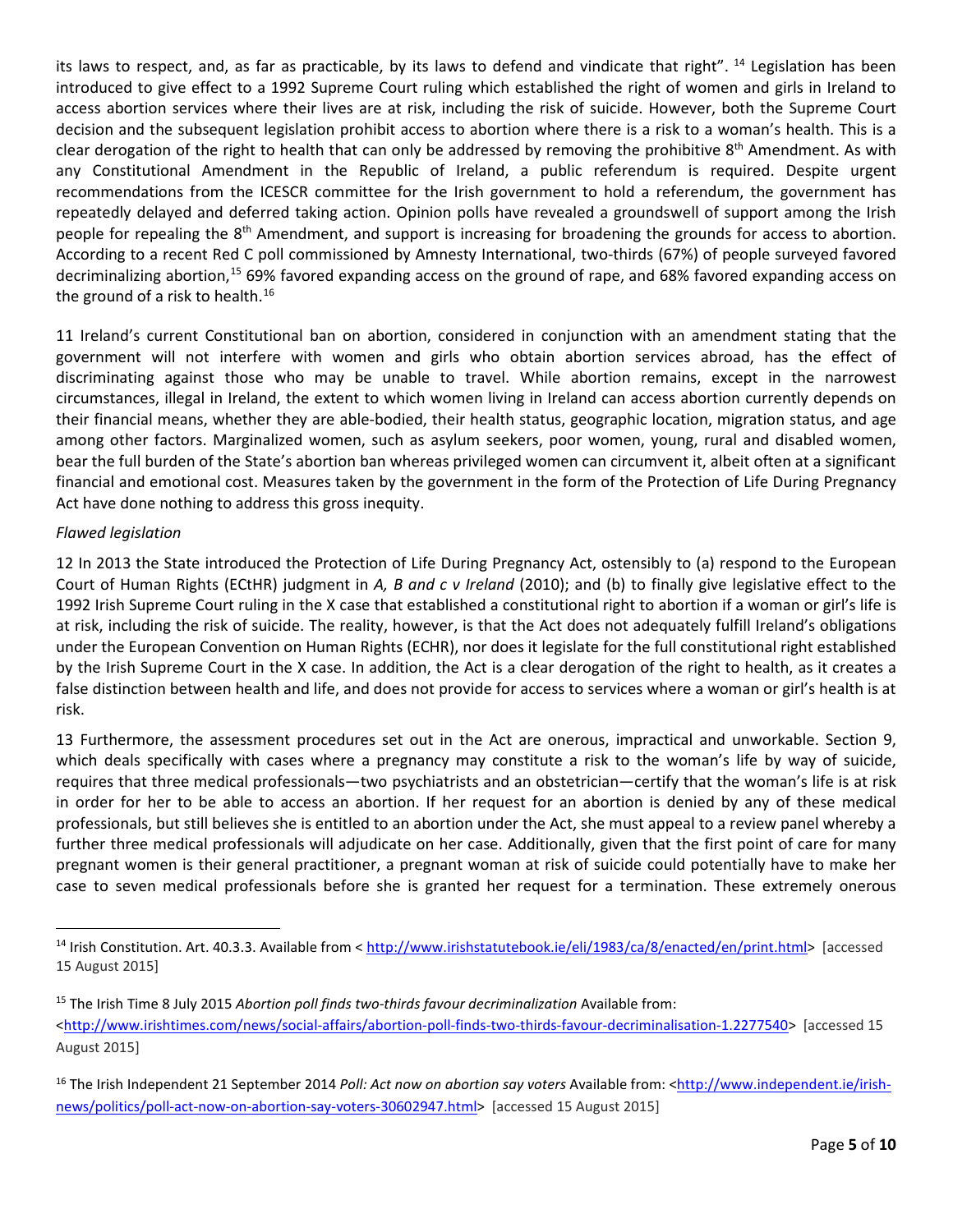its laws to respect, and, as far as practicable, by its laws to defend and vindicate that right".[14] Legislation has been introduced to give effect to a 1992 Supreme Court ruling which established the right of women and girls in Ireland to access abortion services where their lives are at risk, including the risk of suicide. However, both the Supreme Court decision and the subsequent legislation prohibit access to abortion where there is a risk to a woman's health. This is a clear derogation of the right to health that can only be addressed by removing the prohibitive 8th Amendment. As with any Constitutional Amendment in the Republic of Ireland, a public referendum is required. Despite urgent recommendations from the ICESCR committee for the Irish government to hold a referendum, the government has repeatedly delayed and deferred taking action. Opinion polls have revealed a groundswell of support among the Irish people for repealing the 8th Amendment, and support is increasing for broadening the grounds for access to abortion. According to a recent Red C poll commissioned by Amnesty International, two-thirds (67%) of people surveyed favored decriminalizing abortion,[15] 69% favored expanding access on the ground of rape, and 68% favored expanding access on the ground of a risk to health.[16]

11 Ireland's current Constitutional ban on abortion, considered in conjunction with an amendment stating that the government will not interfere with women and girls who obtain abortion services abroad, has the effect of discriminating against those who may be unable to travel. While abortion remains, except in the narrowest circumstances, illegal in Ireland, the extent to which women living in Ireland can access abortion currently depends on their financial means, whether they are able-bodied, their health status, geographic location, migration status, and age among other factors. Marginalized women, such as asylum seekers, poor women, young, rural and disabled women, bear the full burden of the State's abortion ban whereas privileged women can circumvent it, albeit often at a significant financial and emotional cost. Measures taken by the government in the form of the Protection of Life During Pregnancy Act have done nothing to address this gross inequity.

*Flawed legislation*

12 In 2013 the State introduced the Protection of Life During Pregnancy Act, ostensibly to (a) respond to the European Court of Human Rights (ECtHR) judgment in *A, B and c v Ireland* (2010); and (b) to finally give legislative effect to the 1992 Irish Supreme Court ruling in the X case that established a constitutional right to abortion if a woman or girl's life is at risk, including the risk of suicide. The reality, however, is that the Act does not adequately fulfill Ireland's obligations under the European Convention on Human Rights (ECHR), nor does it legislate for the full constitutional right established by the Irish Supreme Court in the X case. In addition, the Act is a clear derogation of the right to health, as it creates a false distinction between health and life, and does not provide for access to services where a woman or girl's health is at risk.

13 Furthermore, the assessment procedures set out in the Act are onerous, impractical and unworkable. Section 9, which deals specifically with cases where a pregnancy may constitute a risk to the woman's life by way of suicide, requires that three medical professionals—two psychiatrists and an obstetrician—certify that the woman's life is at risk in order for her to be able to access an abortion. If her request for an abortion is denied by any of these medical professionals, but still believes she is entitled to an abortion under the Act, she must appeal to a review panel whereby a further three medical professionals will adjudicate on her case. Additionally, given that the first point of care for many pregnant women is their general practitioner, a pregnant woman at risk of suicide could potentially have to make her case to seven medical professionals before she is granted her request for a termination. These extremely onerous

---

[14] Irish Constitution. Art. 40.3.3. Available from < http://www.irishstatutebook.ie/eli/1983/ca/8/enacted/en/print.html> [accessed 15 August 2015]

[15] The Irish Time 8 July 2015 *Abortion poll finds two-thirds favour decriminalization* Available from: <http://www.irishtimes.com/news/social-affairs/abortion-poll-finds-two-thirds-favour-decriminalisation-1.2277540> [accessed 15 August 2015]

[16] The Irish Independent 21 September 2014 *Poll: Act now on abortion say voters* Available from: <http://www.independent.ie/irish-news/politics/poll-act-now-on-abortion-say-voters-30602947.html> [accessed 15 August 2015]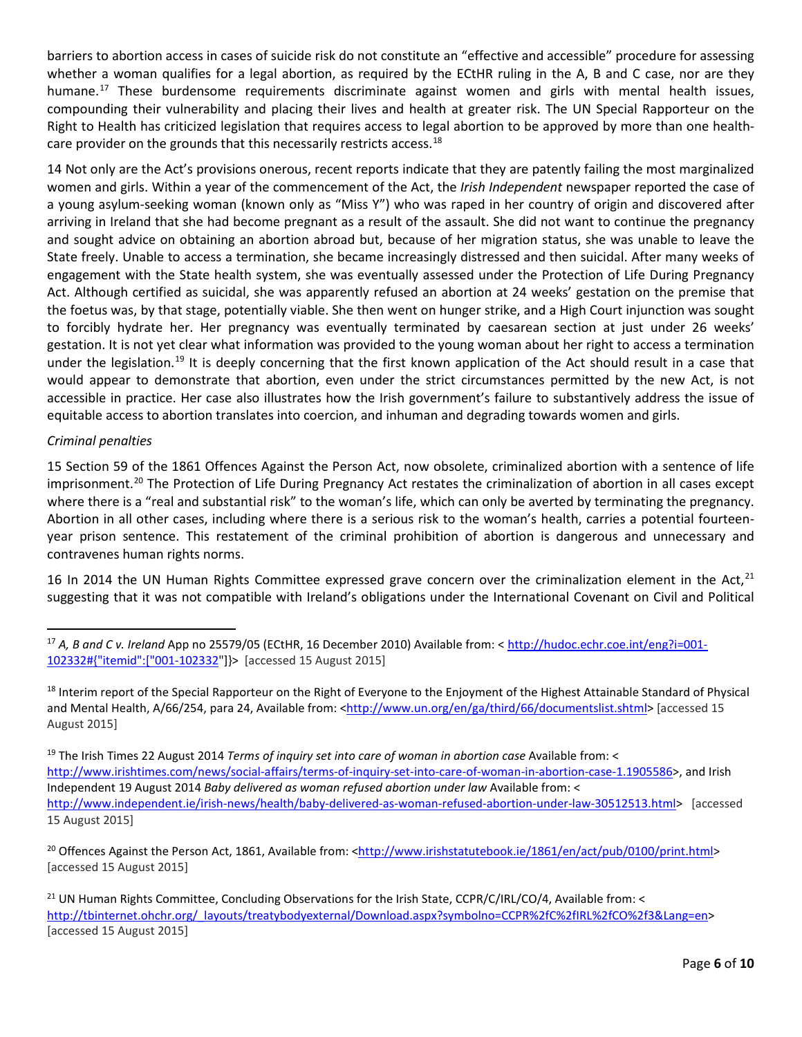barriers to abortion access in cases of suicide risk do not constitute an "effective and accessible" procedure for assessing whether a woman qualifies for a legal abortion, as required by the ECtHR ruling in the A, B and C case, nor are they humane.[17] These burdensome requirements discriminate against women and girls with mental health issues, compounding their vulnerability and placing their lives and health at greater risk. The UN Special Rapporteur on the Right to Health has criticized legislation that requires access to legal abortion to be approved by more than one health-care provider on the grounds that this necessarily restricts access.[18]

14 Not only are the Act's provisions onerous, recent reports indicate that they are patently failing the most marginalized women and girls. Within a year of the commencement of the Act, the *Irish Independent* newspaper reported the case of a young asylum-seeking woman (known only as "Miss Y") who was raped in her country of origin and discovered after arriving in Ireland that she had become pregnant as a result of the assault. She did not want to continue the pregnancy and sought advice on obtaining an abortion abroad but, because of her migration status, she was unable to leave the State freely. Unable to access a termination, she became increasingly distressed and then suicidal. After many weeks of engagement with the State health system, she was eventually assessed under the Protection of Life During Pregnancy Act. Although certified as suicidal, she was apparently refused an abortion at 24 weeks' gestation on the premise that the foetus was, by that stage, potentially viable. She then went on hunger strike, and a High Court injunction was sought to forcibly hydrate her. Her pregnancy was eventually terminated by caesarean section at just under 26 weeks' gestation. It is not yet clear what information was provided to the young woman about her right to access a termination under the legislation.[19] It is deeply concerning that the first known application of the Act should result in a case that would appear to demonstrate that abortion, even under the strict circumstances permitted by the new Act, is not accessible in practice. Her case also illustrates how the Irish government's failure to substantively address the issue of equitable access to abortion translates into coercion, and inhuman and degrading towards women and girls.

*Criminal penalties*

15 Section 59 of the 1861 Offences Against the Person Act, now obsolete, criminalized abortion with a sentence of life imprisonment.[20] The Protection of Life During Pregnancy Act restates the criminalization of abortion in all cases except where there is a "real and substantial risk" to the woman's life, which can only be averted by terminating the pregnancy. Abortion in all other cases, including where there is a serious risk to the woman's health, carries a potential fourteen-year prison sentence. This restatement of the criminal prohibition of abortion is dangerous and unnecessary and contravenes human rights norms.

16 In 2014 the UN Human Rights Committee expressed grave concern over the criminalization element in the Act,[21] suggesting that it was not compatible with Ireland's obligations under the International Covenant on Civil and Political

---

[17] *A, B and C v. Ireland* App no 25579/05 (ECtHR, 16 December 2010) Available from: < http://hudoc.echr.coe.int/eng?i=001-102332#{"itemid":["001-102332"]}> [accessed 15 August 2015]

[18] Interim report of the Special Rapporteur on the Right of Everyone to the Enjoyment of the Highest Attainable Standard of Physical and Mental Health, A/66/254, para 24, Available from: <http://www.un.org/en/ga/third/66/documentslist.shtml> [accessed 15 August 2015]

[19] The Irish Times 22 August 2014 *Terms of inquiry set into care of woman in abortion case* Available from: < http://www.irishtimes.com/news/social-affairs/terms-of-inquiry-set-into-care-of-woman-in-abortion-case-1.1905586>, and Irish Independent 19 August 2014 *Baby delivered as woman refused abortion under law* Available from: < http://www.independent.ie/irish-news/health/baby-delivered-as-woman-refused-abortion-under-law-30512513.html> [accessed 15 August 2015]

[20] Offences Against the Person Act, 1861, Available from: <http://www.irishstatutebook.ie/1861/en/act/pub/0100/print.html> [accessed 15 August 2015]

[21] UN Human Rights Committee, Concluding Observations for the Irish State, CCPR/C/IRL/CO/4, Available from: < http://tbinternet.ohchr.org/_layouts/treatybodyexternal/Download.aspx?symbolno=CCPR%2fC%2fIRL%2fCO%2f3&Lang=en> [accessed 15 August 2015]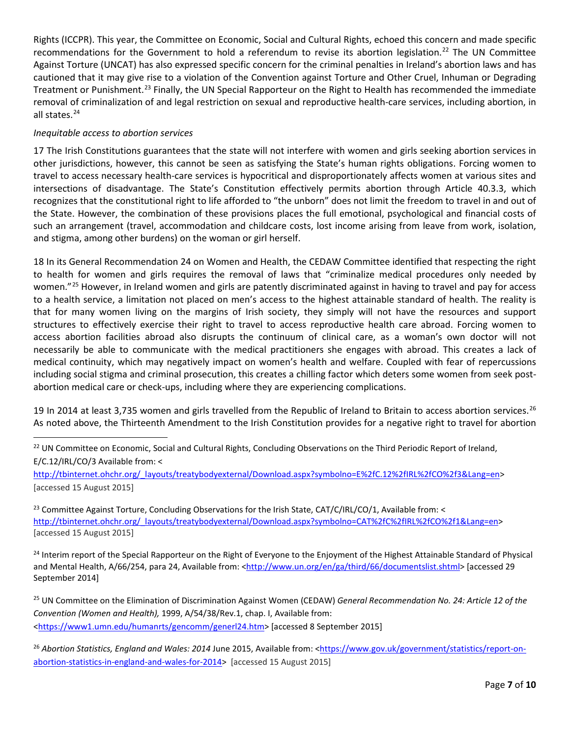Rights (ICCPR). This year, the Committee on Economic, Social and Cultural Rights, echoed this concern and made specific recommendations for the Government to hold a referendum to revise its abortion legislation.[22] The UN Committee Against Torture (UNCAT) has also expressed specific concern for the criminal penalties in Ireland's abortion laws and has cautioned that it may give rise to a violation of the Convention against Torture and Other Cruel, Inhuman or Degrading Treatment or Punishment.[23] Finally, the UN Special Rapporteur on the Right to Health has recommended the immediate removal of criminalization of and legal restriction on sexual and reproductive health-care services, including abortion, in all states.[24]

*Inequitable access to abortion services*

17 The Irish Constitutions guarantees that the state will not interfere with women and girls seeking abortion services in other jurisdictions, however, this cannot be seen as satisfying the State's human rights obligations. Forcing women to travel to access necessary health-care services is hypocritical and disproportionately affects women at various sites and intersections of disadvantage. The State's Constitution effectively permits abortion through Article 40.3.3, which recognizes that the constitutional right to life afforded to "the unborn" does not limit the freedom to travel in and out of the State. However, the combination of these provisions places the full emotional, psychological and financial costs of such an arrangement (travel, accommodation and childcare costs, lost income arising from leave from work, isolation, and stigma, among other burdens) on the woman or girl herself.

18 In its General Recommendation 24 on Women and Health, the CEDAW Committee identified that respecting the right to health for women and girls requires the removal of laws that "criminalize medical procedures only needed by women."[25] However, in Ireland women and girls are patently discriminated against in having to travel and pay for access to a health service, a limitation not placed on men's access to the highest attainable standard of health. The reality is that for many women living on the margins of Irish society, they simply will not have the resources and support structures to effectively exercise their right to travel to access reproductive health care abroad. Forcing women to access abortion facilities abroad also disrupts the continuum of clinical care, as a woman's own doctor will not necessarily be able to communicate with the medical practitioners she engages with abroad. This creates a lack of medical continuity, which may negatively impact on women's health and welfare. Coupled with fear of repercussions including social stigma and criminal prosecution, this creates a chilling factor which deters some women from seek post-abortion medical care or check-ups, including where they are experiencing complications.

19 In 2014 at least 3,735 women and girls travelled from the Republic of Ireland to Britain to access abortion services.[26] As noted above, the Thirteenth Amendment to the Irish Constitution provides for a negative right to travel for abortion

---

[22] UN Committee on Economic, Social and Cultural Rights, Concluding Observations on the Third Periodic Report of Ireland, E/C.12/IRL/CO/3 Available from: < http://tbinternet.ohchr.org/_layouts/treatybodyexternal/Download.aspx?symbolno=E%2fC.12%2fIRL%2fCO%2f3&Lang=en> [accessed 15 August 2015]

[23] Committee Against Torture, Concluding Observations for the Irish State, CAT/C/IRL/CO/1, Available from: < http://tbinternet.ohchr.org/_layouts/treatybodyexternal/Download.aspx?symbolno=CAT%2fC%2fIRL%2fCO%2f1&Lang=en> [accessed 15 August 2015]

[24] Interim report of the Special Rapporteur on the Right of Everyone to the Enjoyment of the Highest Attainable Standard of Physical and Mental Health, A/66/254, para 24, Available from: <http://www.un.org/en/ga/third/66/documentslist.shtml> [accessed 29 September 2014]

[25] UN Committee on the Elimination of Discrimination Against Women (CEDAW) *General Recommendation No. 24: Article 12 of the Convention (Women and Health),* 1999, A/54/38/Rev.1, chap. I, Available from: <https://www1.umn.edu/humanrts/gencomm/generl24.htm> [accessed 8 September 2015]

[26] *Abortion Statistics, England and Wales: 2014* June 2015, Available from: <https://www.gov.uk/government/statistics/report-on-abortion-statistics-in-england-and-wales-for-2014> [accessed 15 August 2015]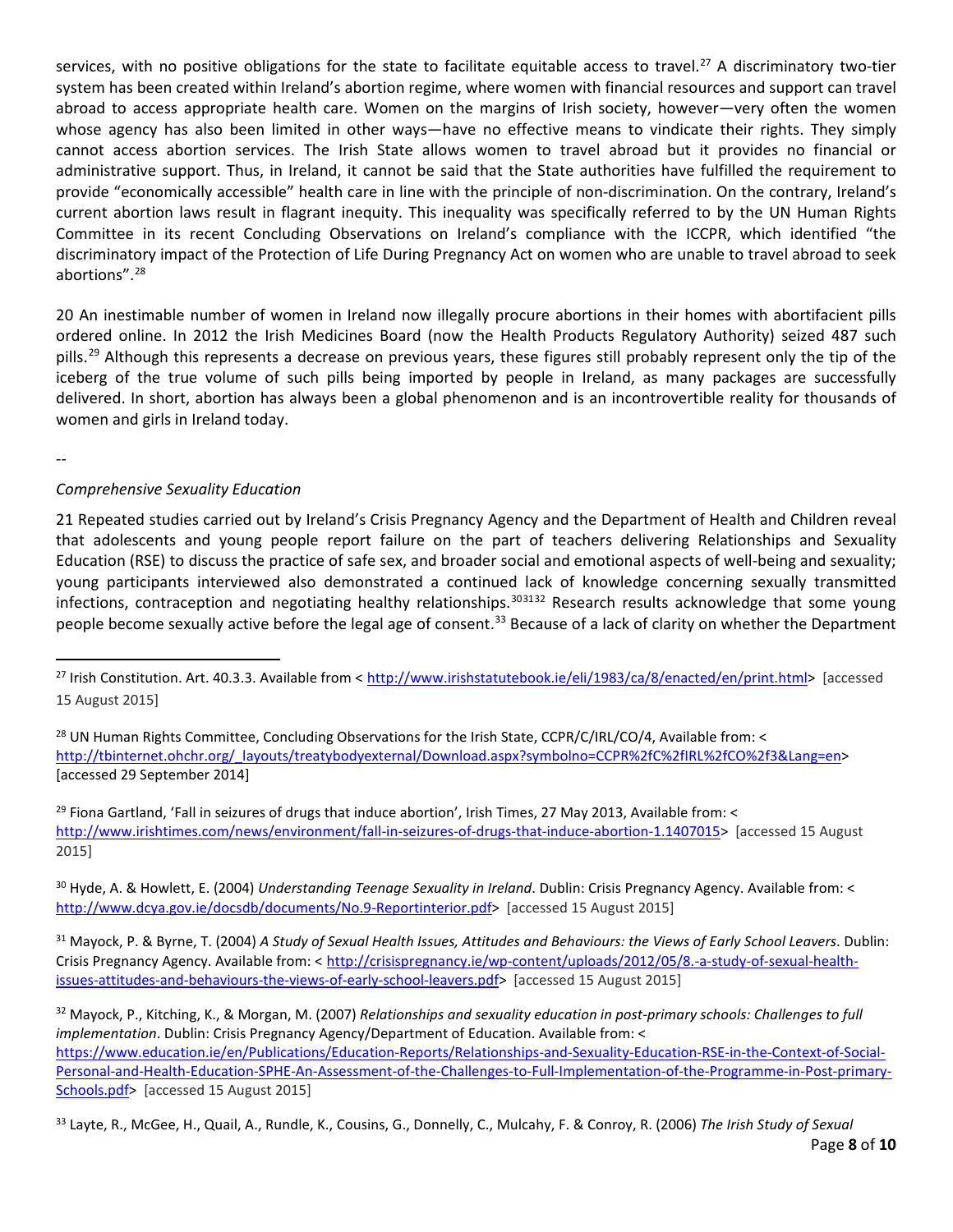services, with no positive obligations for the state to facilitate equitable access to travel.[27] A discriminatory two-tier system has been created within Ireland's abortion regime, where women with financial resources and support can travel abroad to access appropriate health care. Women on the margins of Irish society, however—very often the women whose agency has also been limited in other ways—have no effective means to vindicate their rights. They simply cannot access abortion services. The Irish State allows women to travel abroad but it provides no financial or administrative support. Thus, in Ireland, it cannot be said that the State authorities have fulfilled the requirement to provide "economically accessible" health care in line with the principle of non-discrimination. On the contrary, Ireland's current abortion laws result in flagrant inequity. This inequality was specifically referred to by the UN Human Rights Committee in its recent Concluding Observations on Ireland's compliance with the ICCPR, which identified "the discriminatory impact of the Protection of Life During Pregnancy Act on women who are unable to travel abroad to seek abortions".[28]

20 An inestimable number of women in Ireland now illegally procure abortions in their homes with abortifacient pills ordered online. In 2012 the Irish Medicines Board (now the Health Products Regulatory Authority) seized 487 such pills.[29] Although this represents a decrease on previous years, these figures still probably represent only the tip of the iceberg of the true volume of such pills being imported by people in Ireland, as many packages are successfully delivered. In short, abortion has always been a global phenomenon and is an incontrovertible reality for thousands of women and girls in Ireland today.

--

*Comprehensive Sexuality Education*

21 Repeated studies carried out by Ireland's Crisis Pregnancy Agency and the Department of Health and Children reveal that adolescents and young people report failure on the part of teachers delivering Relationships and Sexuality Education (RSE) to discuss the practice of safe sex, and broader social and emotional aspects of well-being and sexuality; young participants interviewed also demonstrated a continued lack of knowledge concerning sexually transmitted infections, contraception and negotiating healthy relationships.[30,31,32] Research results acknowledge that some young people become sexually active before the legal age of consent.[33] Because of a lack of clarity on whether the Department

---

[27] Irish Constitution. Art. 40.3.3. Available from < http://www.irishstatutebook.ie/eli/1983/ca/8/enacted/en/print.html> [accessed 15 August 2015]

[28] UN Human Rights Committee, Concluding Observations for the Irish State, CCPR/C/IRL/CO/4, Available from: < http://tbinternet.ohchr.org/_layouts/treatybodyexternal/Download.aspx?symbolno=CCPR%2fC%2fIRL%2fCO%2f3&Lang=en> [accessed 29 September 2014]

[29] Fiona Gartland, 'Fall in seizures of drugs that induce abortion', Irish Times, 27 May 2013, Available from: < http://www.irishtimes.com/news/environment/fall-in-seizures-of-drugs-that-induce-abortion-1.1407015> [accessed 15 August 2015]

[30] Hyde, A. & Howlett, E. (2004) *Understanding Teenage Sexuality in Ireland*. Dublin: Crisis Pregnancy Agency. Available from: < http://www.dcya.gov.ie/docsdb/documents/No.9-Reportinterior.pdf> [accessed 15 August 2015]

[31] Mayock, P. & Byrne, T. (2004) *A Study of Sexual Health Issues, Attitudes and Behaviours: the Views of Early School Leavers*. Dublin: Crisis Pregnancy Agency. Available from: < http://crisispregnancy.ie/wp-content/uploads/2012/05/8.-a-study-of-sexual-health-issues-attitudes-and-behaviours-the-views-of-early-school-leavers.pdf> [accessed 15 August 2015]

[32] Mayock, P., Kitching, K., & Morgan, M. (2007) *Relationships and sexuality education in post-primary schools: Challenges to full implementation*. Dublin: Crisis Pregnancy Agency/Department of Education. Available from: < https://www.education.ie/en/Publications/Education-Reports/Relationships-and-Sexuality-Education-RSE-in-the-Context-of-Social-Personal-and-Health-Education-SPHE-An-Assessment-of-the-Challenges-to-Full-Implementation-of-the-Programme-in-Post-primary-Schools.pdf> [accessed 15 August 2015]

[33] Layte, R., McGee, H., Quail, A., Rundle, K., Cousins, G., Donnelly, C., Mulcahy, F. & Conroy, R. (2006) *The Irish Study of Sexual*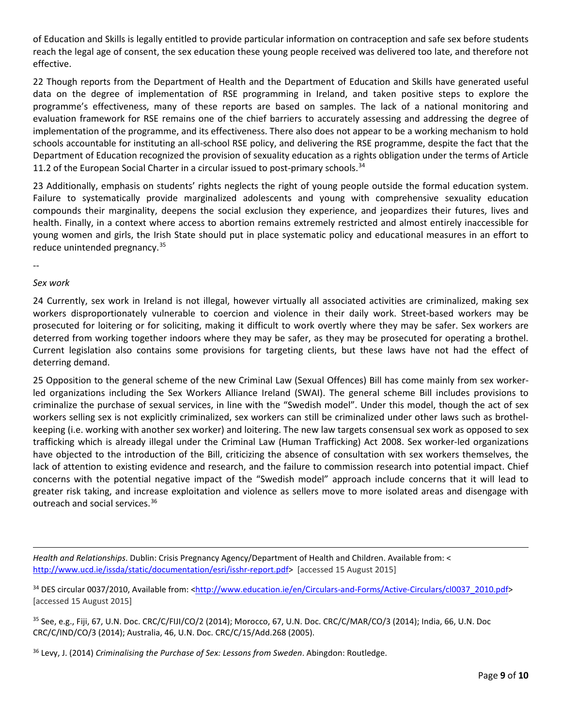of Education and Skills is legally entitled to provide particular information on contraception and safe sex before students reach the legal age of consent, the sex education these young people received was delivered too late, and therefore not effective.

22 Though reports from the Department of Health and the Department of Education and Skills have generated useful data on the degree of implementation of RSE programming in Ireland, and taken positive steps to explore the programme's effectiveness, many of these reports are based on samples. The lack of a national monitoring and evaluation framework for RSE remains one of the chief barriers to accurately assessing and addressing the degree of implementation of the programme, and its effectiveness. There also does not appear to be a working mechanism to hold schools accountable for instituting an all-school RSE policy, and delivering the RSE programme, despite the fact that the Department of Education recognized the provision of sexuality education as a rights obligation under the terms of Article 11.2 of the European Social Charter in a circular issued to post-primary schools.[34]

23 Additionally, emphasis on students' rights neglects the right of young people outside the formal education system. Failure to systematically provide marginalized adolescents and young with comprehensive sexuality education compounds their marginality, deepens the social exclusion they experience, and jeopardizes their futures, lives and health. Finally, in a context where access to abortion remains extremely restricted and almost entirely inaccessible for young women and girls, the Irish State should put in place systematic policy and educational measures in an effort to reduce unintended pregnancy.[35]

--

*Sex work*

24 Currently, sex work in Ireland is not illegal, however virtually all associated activities are criminalized, making sex workers disproportionately vulnerable to coercion and violence in their daily work. Street-based workers may be prosecuted for loitering or for soliciting, making it difficult to work overtly where they may be safer. Sex workers are deterred from working together indoors where they may be safer, as they may be prosecuted for operating a brothel. Current legislation also contains some provisions for targeting clients, but these laws have not had the effect of deterring demand.

25 Opposition to the general scheme of the new Criminal Law (Sexual Offences) Bill has come mainly from sex worker-led organizations including the Sex Workers Alliance Ireland (SWAI). The general scheme Bill includes provisions to criminalize the purchase of sexual services, in line with the "Swedish model". Under this model, though the act of sex workers selling sex is not explicitly criminalized, sex workers can still be criminalized under other laws such as brothel-keeping (i.e. working with another sex worker) and loitering. The new law targets consensual sex work as opposed to sex trafficking which is already illegal under the Criminal Law (Human Trafficking) Act 2008. Sex worker-led organizations have objected to the introduction of the Bill, criticizing the absence of consultation with sex workers themselves, the lack of attention to existing evidence and research, and the failure to commission research into potential impact. Chief concerns with the potential negative impact of the "Swedish model" approach include concerns that it will lead to greater risk taking, and increase exploitation and violence as sellers move to more isolated areas and disengage with outreach and social services.[36]

---

*Health and Relationships*. Dublin: Crisis Pregnancy Agency/Department of Health and Children. Available from: < http://www.ucd.ie/issda/static/documentation/esri/isshr-report.pdf> [accessed 15 August 2015]

[34] DES circular 0037/2010, Available from: <http://www.education.ie/en/Circulars-and-Forms/Active-Circulars/cl0037_2010.pdf> [accessed 15 August 2015]

[35] See, e.g., Fiji, 67, U.N. Doc. CRC/C/FIJI/CO/2 (2014); Morocco, 67, U.N. Doc. CRC/C/MAR/CO/3 (2014); India, 66, U.N. Doc CRC/C/IND/CO/3 (2014); Australia, 46, U.N. Doc. CRC/C/15/Add.268 (2005).

[36] Levy, J. (2014) *Criminalising the Purchase of Sex: Lessons from Sweden*. Abingdon: Routledge.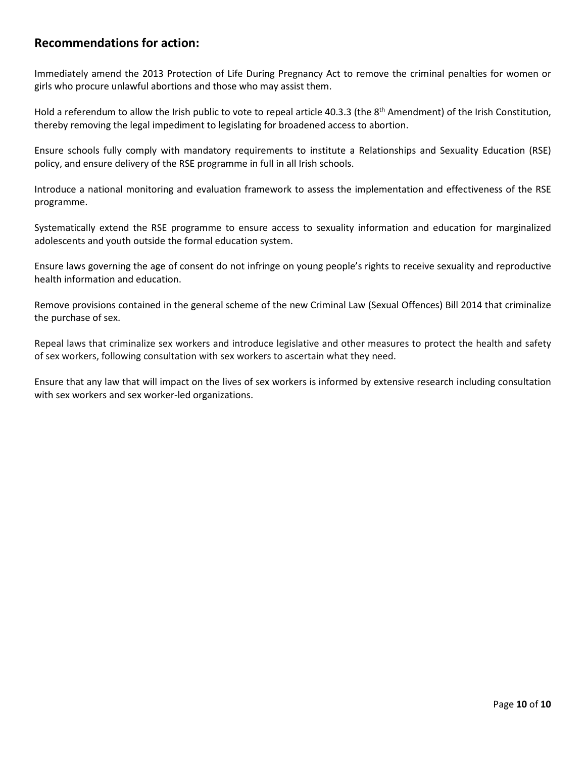## Recommendations for action:

Immediately amend the 2013 Protection of Life During Pregnancy Act to remove the criminal penalties for women or girls who procure unlawful abortions and those who may assist them.

Hold a referendum to allow the Irish public to vote to repeal article 40.3.3 (the 8th Amendment) of the Irish Constitution, thereby removing the legal impediment to legislating for broadened access to abortion.

Ensure schools fully comply with mandatory requirements to institute a Relationships and Sexuality Education (RSE) policy, and ensure delivery of the RSE programme in full in all Irish schools.

Introduce a national monitoring and evaluation framework to assess the implementation and effectiveness of the RSE programme.

Systematically extend the RSE programme to ensure access to sexuality information and education for marginalized adolescents and youth outside the formal education system.

Ensure laws governing the age of consent do not infringe on young people's rights to receive sexuality and reproductive health information and education.

Remove provisions contained in the general scheme of the new Criminal Law (Sexual Offences) Bill 2014 that criminalize the purchase of sex.

Repeal laws that criminalize sex workers and introduce legislative and other measures to protect the health and safety of sex workers, following consultation with sex workers to ascertain what they need.

Ensure that any law that will impact on the lives of sex workers is informed by extensive research including consultation with sex workers and sex worker-led organizations.